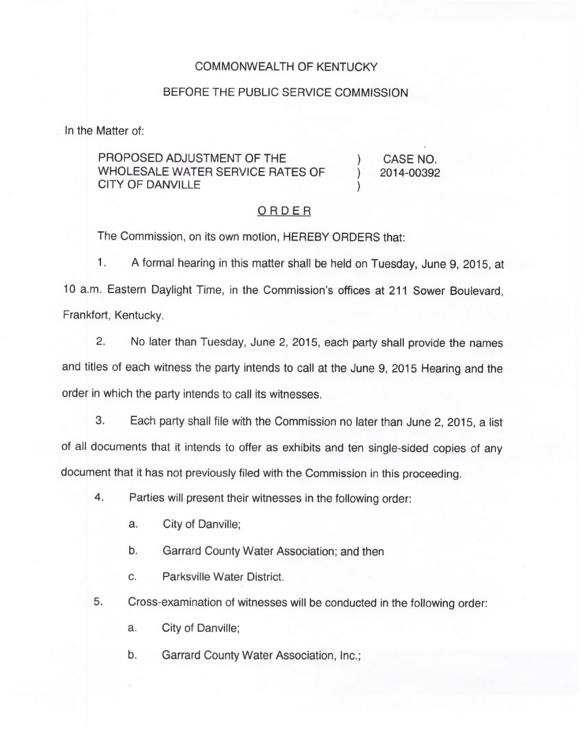COMMONWEALTH OF KENTUCKY

BEFORE THE PUBLIC SERVICE COMMISSION

In the Matter of:

PROPOSED ADJUSTMENT OF THE WHOLESALE WATER SERVICE RATES OF CITY OF DANVILLE ) CASE NO. 2014-00392

## ORDER

The Commission, on its own motion, HEREBY ORDERS that:

1. A formal hearing in this matter shall be held on Tuesday, June 9, 2015, at 10 a.m. Eastern Daylight Time, in the Commission's offices at 211 Sower Boulevard, Frankfort, Kentucky.

2. No later than Tuesday, June 2, 2015, each party shall provide the names and titles of each witness the party intends to call at the June 9, 2015 Hearing and the order in which the party intends to call its witnesses.

3. Each party shall file with the Commission no later than June 2, 2015, a list of all documents that it intends to offer as exhibits and ten single-sided copies of any document that it has not previously filed with the Commission in this proceeding.

4. Parties will present their witnesses in the following order:

   a. City of Danville;

   b. Garrard County Water Association; and then

   c. Parksville Water District.

5. Cross-examination of witnesses will be conducted in the following order:

   a. City of Danville;

   b. Garrard County Water Association, Inc.;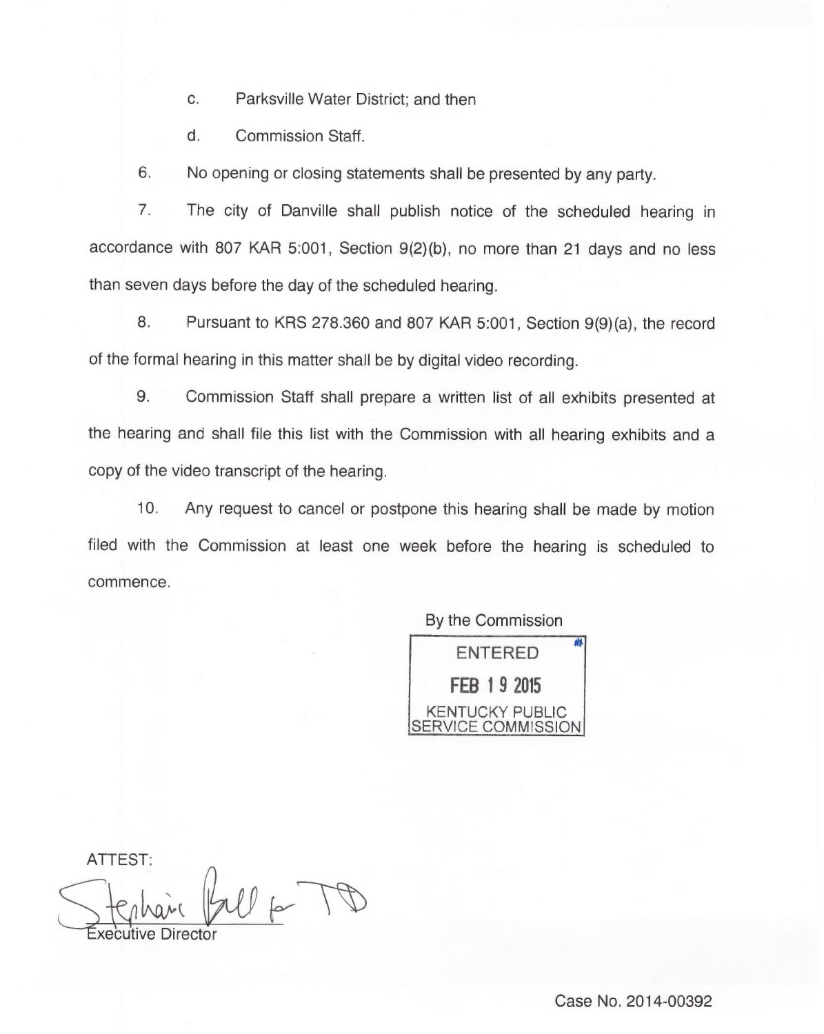c. Parksville Water District; and then

d. Commission Staff.

6. No opening or closing statements shall be presented by any party.

7. The city of Danville shall publish notice of the scheduled hearing in accordance with 807 KAR 5:001, Section 9(2)(b), no more than 21 days and no less than seven days before the day of the scheduled hearing.

8. Pursuant to KRS 278.360 and 807 KAR 5:001, Section 9(9)(a), the record of the formal hearing in this matter shall be by digital video recording.

9. Commission Staff shall prepare a written list of all exhibits presented at the hearing and shall file this list with the Commission with all hearing exhibits and a copy of the video transcript of the hearing.

10. Any request to cancel or postpone this hearing shall be made by motion filed with the Commission at least one week before the hearing is scheduled to commence.

By the Commission

ENTERED
FEB 19 2015
KENTUCKY PUBLIC SERVICE COMMISSION

ATTEST:

Stephanie Bell for TD

Executive Director

Case No. 2014-00392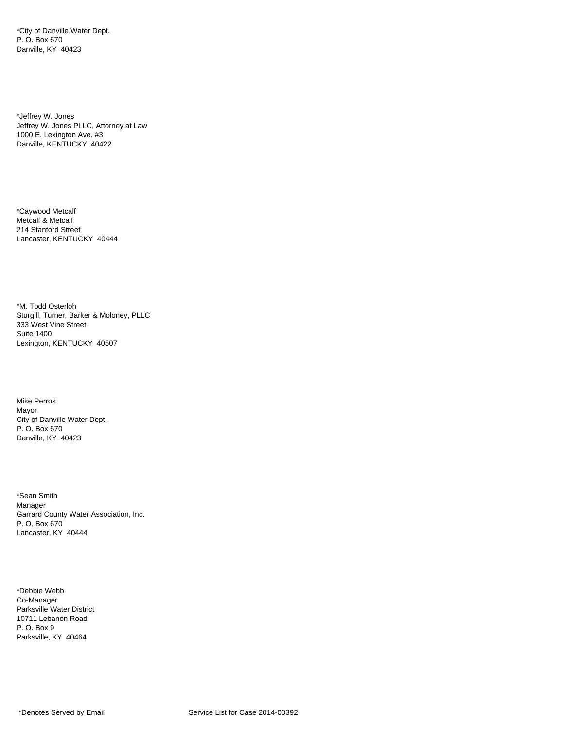*City of Danville Water Dept.
P. O. Box 670
Danville, KY 40423

*Jeffrey W. Jones
Jeffrey W. Jones PLLC, Attorney at Law
1000 E. Lexington Ave. #3
Danville, KENTUCKY 40422

*Caywood Metcalf
Metcalf & Metcalf
214 Stanford Street
Lancaster, KENTUCKY 40444

*M. Todd Osterloh
Sturgill, Turner, Barker & Moloney, PLLC
333 West Vine Street
Suite 1400
Lexington, KENTUCKY 40507

Mike Perros
Mayor
City of Danville Water Dept.
P. O. Box 670
Danville, KY 40423

*Sean Smith
Manager
Garrard County Water Association, Inc.
P. O. Box 670
Lancaster, KY 40444

*Debbie Webb
Co-Manager
Parksville Water District
10711 Lebanon Road
P. O. Box 9
Parksville, KY 40464

*Denotes Served by Email

Service List for Case 2014-00392